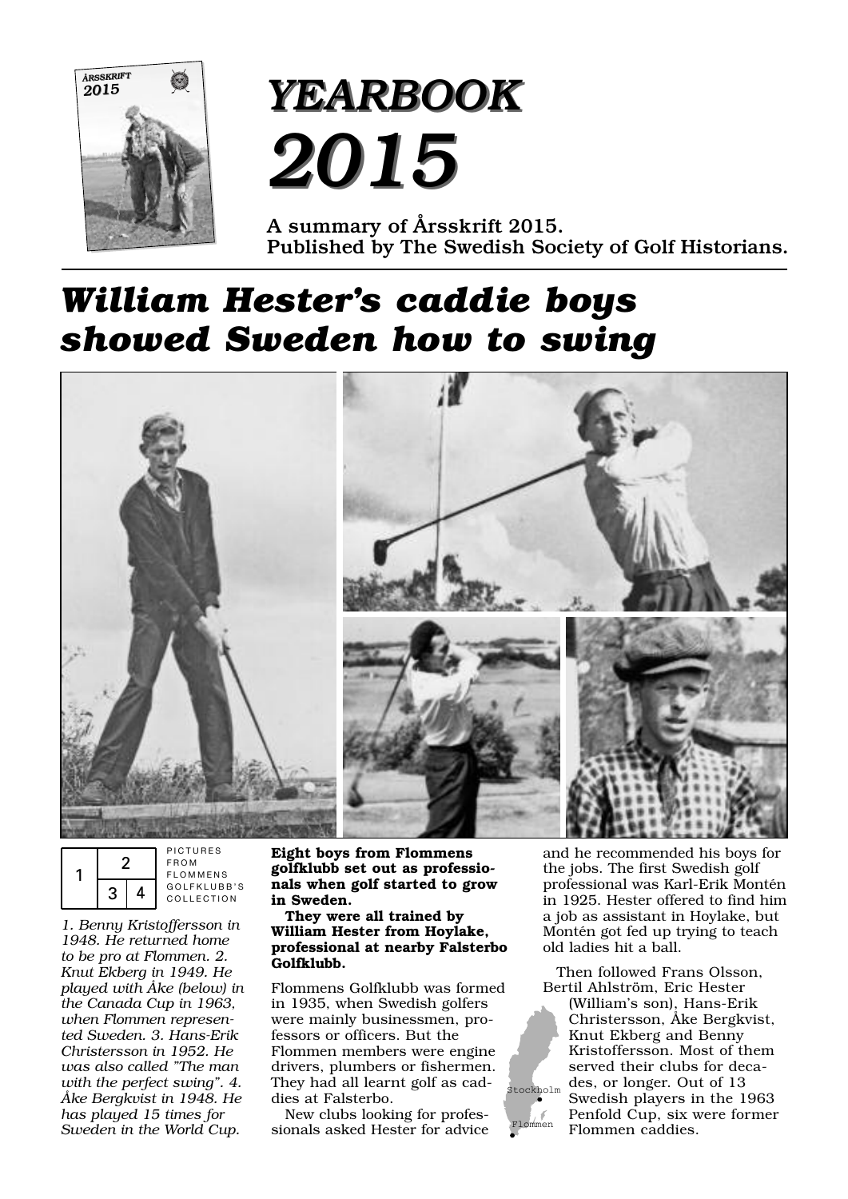# YEARBOOK 2015

A summary of Årsskrift 2015.
Published by The Swedish Society of Golf Historians.

## William Hester's caddie boys showed Sweden how to swing

PICTURES FROM FLOMMENS GOLFKLUBB'S COLLECTION

*1. Benny Kristoffersson in 1948. He returned home to be pro at Flommen. 2. Knut Ekberg in 1949. He played with Åke (below) in the Canada Cup in 1963, when Flommen represented Sweden. 3. Hans-Erik Christersson in 1952. He was also called "The man with the perfect swing". 4. Åke Bergkvist in 1948. He has played 15 times for Sweden in the World Cup.*

**Eight boys from Flommens golfklubb set out as professionals when golf started to grow in Sweden.**

**They were all trained by William Hester from Hoylake, professional at nearby Falsterbo Golfklubb.**

Flommens Golfklubb was formed in 1935, when Swedish golfers were mainly businessmen, professors or officers. But the Flommen members were engine drivers, plumbers or fishermen. They had all learnt golf as caddies at Falsterbo.

New clubs looking for professionals asked Hester for advice and he recommended his boys for the jobs. The first Swedish golf professional was Karl-Erik Montén in 1925. Hester offered to find him a job as assistant in Hoylake, but Montén got fed up trying to teach old ladies hit a ball.

Then followed Frans Olsson, Bertil Ahlström, Eric Hester (William's son), Hans-Erik Christersson, Åke Bergkvist, Knut Ekberg and Benny Kristoffersson. Most of them served their clubs for decades, or longer. Out of 13 Swedish players in the 1963 Penfold Cup, six were former Flommen caddies.

Stockholm

Flommen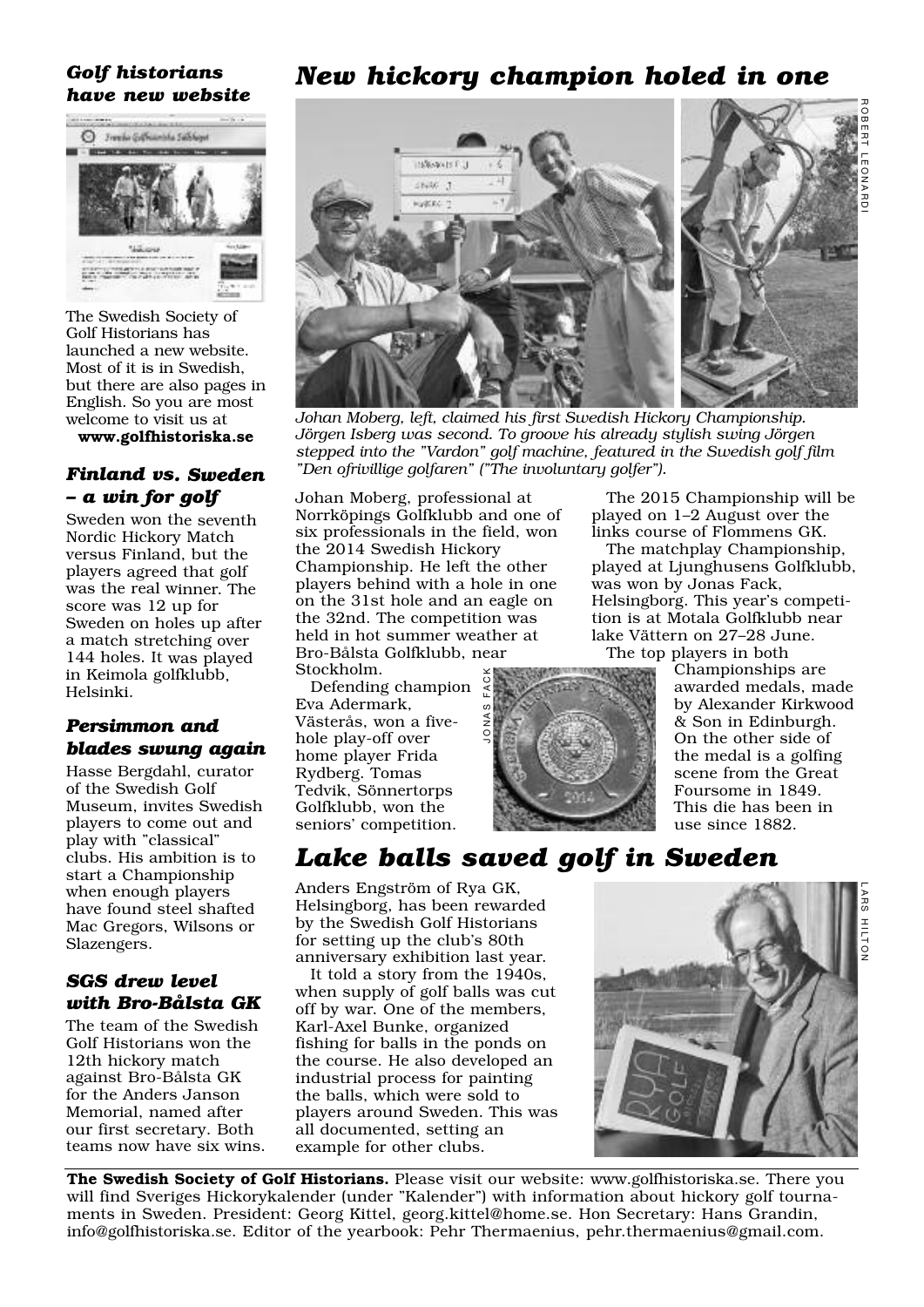## *Golf historians have new website*

The Swedish Society of Golf Historians has launched a new website. Most of it is in Swedish, but there are also pages in English. So you are most welcome to visit us at **www.golfhistoriska.se**

## *Finland vs. Sweden – a win for golf*

Sweden won the seventh Nordic Hickory Match versus Finland, but the players agreed that golf was the real winner. The score was 12 up for Sweden on holes up after a match stretching over 144 holes. It was played in Keimola golfklubb, Helsinki.

## *Persimmon and blades swung again*

Hasse Bergdahl, curator of the Swedish Golf Museum, invites Swedish players to come out and play with "classical" clubs. His ambition is to start a Championship when enough players have found steel shafted Mac Gregors, Wilsons or Slazengers.

## *SGS drew level with Bro-Bålsta GK*

The team of the Swedish Golf Historians won the 12th hickory match against Bro-Bålsta GK for the Anders Janson Memorial, named after our first secretary. Both teams now have six wins.

# *New hickory champion holed in one*

ROBERT LEONARDI

*Johan Moberg, left, claimed his first Swedish Hickory Championship. Jörgen Isberg was second. To groove his already stylish swing Jörgen stepped into the "Vardon" golf machine, featured in the Swedish golf film "Den ofrivillige golfaren" ("The involuntary golfer").*

Johan Moberg, professional at Norrköpings Golfklubb and one of six professionals in the field, won the 2014 Swedish Hickory Championship. He left the other players behind with a hole in one on the 31st hole and an eagle on the 32nd. The competition was held in hot summer weather at Bro-Bålsta Golfklubb, near Stockholm.

Defending champion Eva Adermark, Västerås, won a five-hole play-off over home player Frida Rydberg. Tomas Tedvik, Sönnertorps Golfklubb, won the seniors' competition.

JONAS FACK

The 2015 Championship will be played on 1–2 August over the links course of Flommens GK.

The matchplay Championship, played at Ljunghusens Golfklubb, was won by Jonas Fack, Helsingborg. This year's competition is at Motala Golfklubb near lake Vättern on 27–28 June.

The top players in both Championships are awarded medals, made by Alexander Kirkwood & Son in Edinburgh. On the other side of the medal is a golfing scene from the Great Foursome in 1849. This die has been in use since 1882.

# *Lake balls saved golf in Sweden*

Anders Engström of Rya GK, Helsingborg, has been rewarded by the Swedish Golf Historians for setting up the club's 80th anniversary exhibition last year.

It told a story from the 1940s, when supply of golf balls was cut off by war. One of the members, Karl-Axel Bunke, organized fishing for balls in the ponds on the course. He also developed an industrial process for painting the balls, which were sold to players around Sweden. This was all documented, setting an example for other clubs.

LARS HILTON

**The Swedish Society of Golf Historians.** Please visit our website: www.golfhistoriska.se. There you will find Sveriges Hickorykalender (under "Kalender") with information about hickory golf tournaments in Sweden. President: Georg Kittel, georg.kittel@home.se. Hon Secretary: Hans Grandin, info@golfhistoriska.se. Editor of the yearbook: Pehr Thermaenius, pehr.thermaenius@gmail.com.